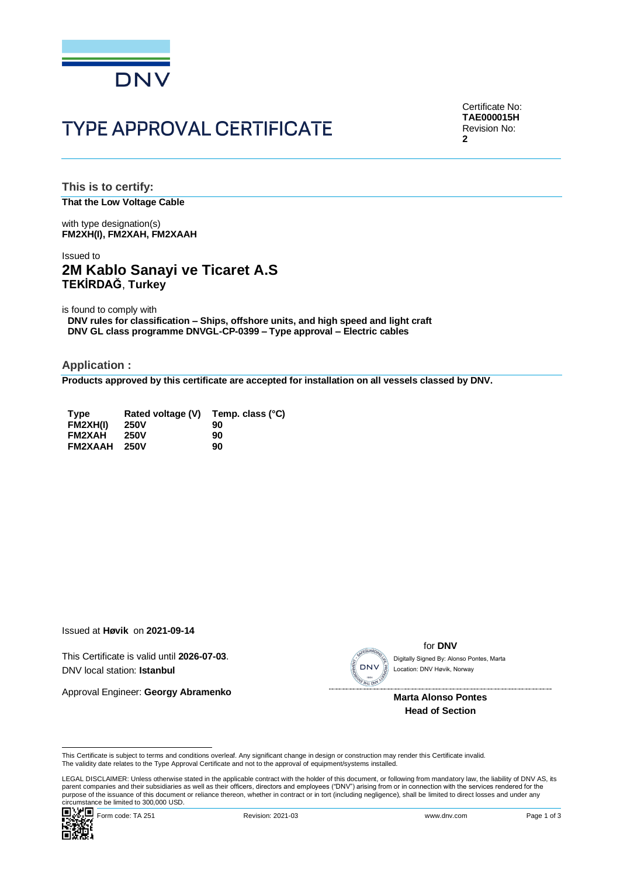DNV

# TYPE APPROVAL CERTIFICATE

Certificate No:
**TAE000015H**
Revision No:
**2**

## This is to certify:

**That the Low Voltage Cable**

with type designation(s)
**FM2XH(I), FM2XAH, FM2XAAH**

Issued to
## 2M Kablo Sanayi ve Ticaret A.S
**TEKİRDAĞ**, **Turkey**

is found to comply with
**DNV rules for classification – Ships, offshore units, and high speed and light craft**
**DNV GL class programme DNVGL-CP-0399 – Type approval – Electric cables**

## Application :

**Products approved by this certificate are accepted for installation on all vessels classed by DNV.**

| Type | Rated voltage (V) | Temp. class (°C) |
|---|---|---|
| FM2XH(I) | 250V | 90 |
| FM2XAH | 250V | 90 |
| FM2XAAH | 250V | 90 |

Issued at **Høvik** on **2021-09-14**

This Certificate is valid until **2026-07-03**.
DNV local station: **Istanbul**

Approval Engineer: **Georgy Abramenko**

for **DNV**
Digitally Signed By: Alonso Pontes, Marta
Location: DNV Høvik, Norway

**Marta Alonso Pontes**
**Head of Section**

This Certificate is subject to terms and conditions overleaf. Any significant change in design or construction may render this Certificate invalid.
The validity date relates to the Type Approval Certificate and not to the approval of equipment/systems installed.

LEGAL DISCLAIMER: Unless otherwise stated in the applicable contract with the holder of this document, or following from mandatory law, the liability of DNV AS, its parent companies and their subsidiaries as well as their officers, directors and employees ("DNV") arising from or in connection with the services rendered for the purpose of the issuance of this document or reliance thereon, whether in contract or in tort (including negligence), shall be limited to direct losses and under any circumstance be limited to 300,000 USD.

Form code: TA 251 Revision: 2021-03 www.dnv.com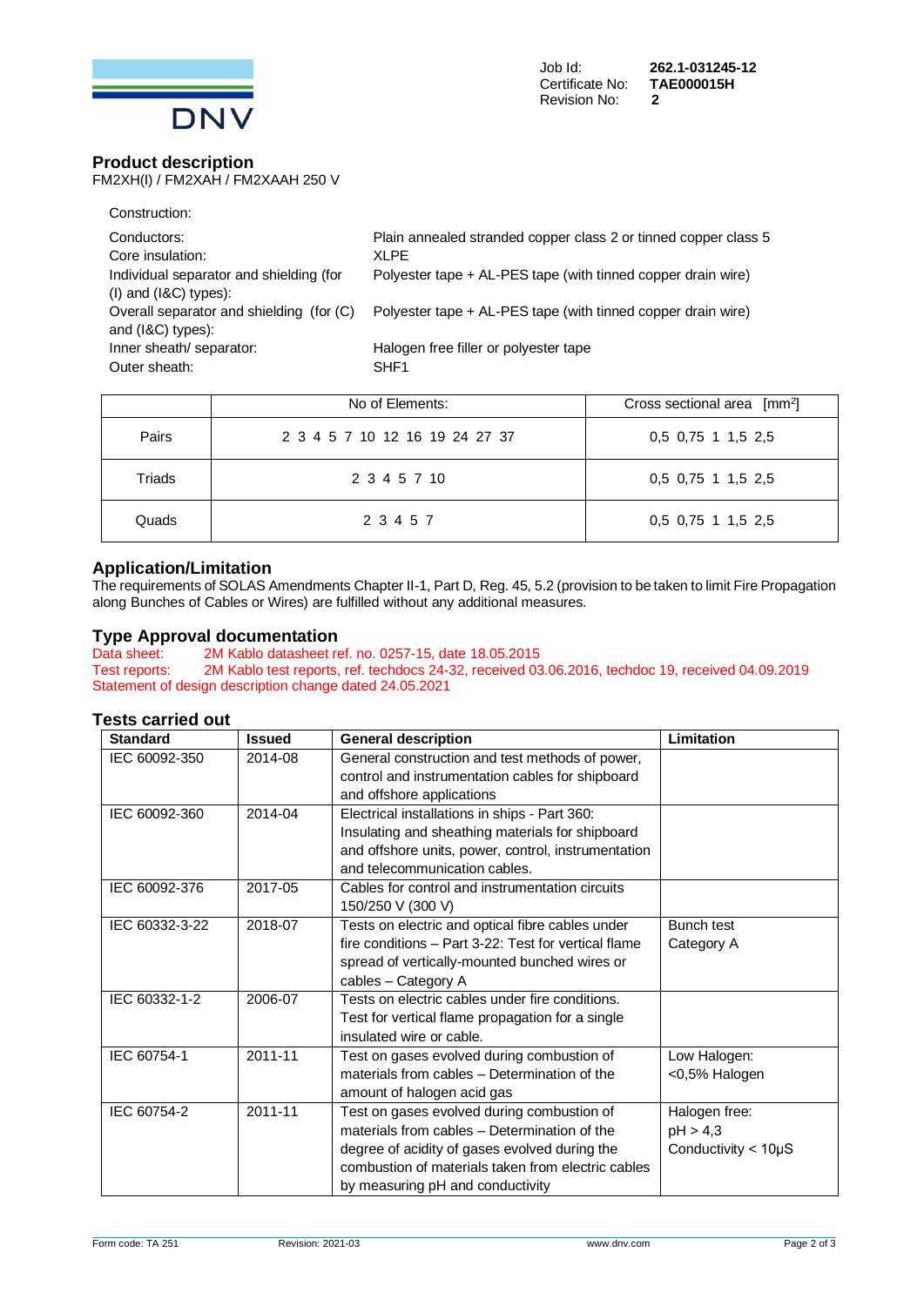Job Id: **262.1-031245-12**
Certificate No: **TAE000015H**
Revision No: **2**

## Product description

FM2XH(I) / FM2XAH / FM2XAAH 250 V

Construction:

| | |
|---|---|
| Conductors: | Plain annealed stranded copper class 2 or tinned copper class 5 |
| Core insulation: | XLPE |
| Individual separator and shielding (for (I) and (I&C) types): | Polyester tape + AL-PES tape (with tinned copper drain wire) |
| Overall separator and shielding (for (C) and (I&C) types): | Polyester tape + AL-PES tape (with tinned copper drain wire) |
| Inner sheath/ separator: | Halogen free filler or polyester tape |
| Outer sheath: | SHF1 |

| | No of Elements: | Cross sectional area [$mm^2$] |
|---|---|---|
| Pairs | 2 3 4 5 7 10 12 16 19 24 27 37 | 0,5 0,75 1 1,5 2,5 |
| Triads | 2 3 4 5 7 10 | 0,5 0,75 1 1,5 2,5 |
| Quads | 2 3 4 5 7 | 0,5 0,75 1 1,5 2,5 |

## Application/Limitation

The requirements of SOLAS Amendments Chapter II-1, Part D, Reg. 45, 5.2 (provision to be taken to limit Fire Propagation along Bunches of Cables or Wires) are fulfilled without any additional measures.

## Type Approval documentation

Data sheet: 2M Kablo datasheet ref. no. 0257-15, date 18.05.2015
Test reports: 2M Kablo test reports, ref. techdocs 24-32, received 03.06.2016, techdoc 19, received 04.09.2019
Statement of design description change dated 24.05.2021

## Tests carried out

| Standard | Issued | General description | Limitation |
|---|---|---|---|
| IEC 60092-350 | 2014-08 | General construction and test methods of power, control and instrumentation cables for shipboard and offshore applications | |
| IEC 60092-360 | 2014-04 | Electrical installations in ships - Part 360: Insulating and sheathing materials for shipboard and offshore units, power, control, instrumentation and telecommunication cables. | |
| IEC 60092-376 | 2017-05 | Cables for control and instrumentation circuits 150/250 V (300 V) | |
| IEC 60332-3-22 | 2018-07 | Tests on electric and optical fibre cables under fire conditions – Part 3-22: Test for vertical flame spread of vertically-mounted bunched wires or cables – Category A | Bunch test Category A |
| IEC 60332-1-2 | 2006-07 | Tests on electric cables under fire conditions. Test for vertical flame propagation for a single insulated wire or cable. | |
| IEC 60754-1 | 2011-11 | Test on gases evolved during combustion of materials from cables – Determination of the amount of halogen acid gas | Low Halogen: <0,5% Halogen |
| IEC 60754-2 | 2011-11 | Test on gases evolved during combustion of materials from cables – Determination of the degree of acidity of gases evolved during the combustion of materials taken from electric cables by measuring pH and conductivity | Halogen free: pH > 4,3 Conductivity < 10µS |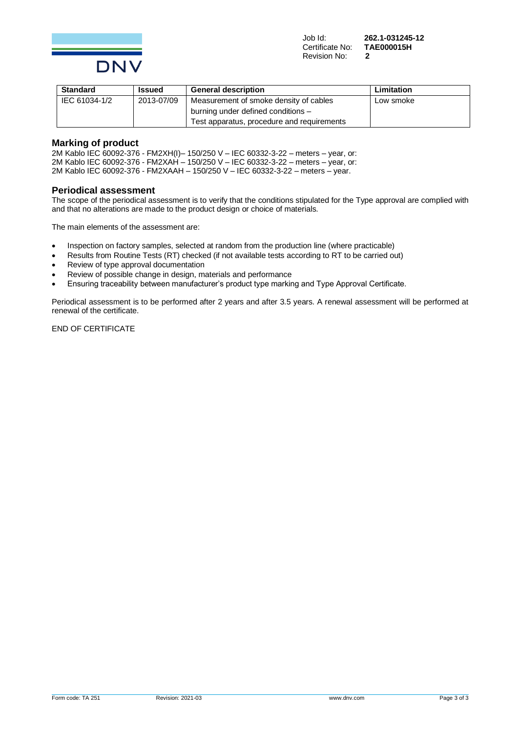Job Id: **262.1-031245-12**
Certificate No: **TAE000015H**
Revision No: **2**

| Standard | Issued | General description | Limitation |
| --- | --- | --- | --- |
| IEC 61034-1/2 | 2013-07/09 | Measurement of smoke density of cables burning under defined conditions – Test apparatus, procedure and requirements | Low smoke |

## Marking of product

2M Kablo IEC 60092-376 - FM2XH(I)– 150/250 V – IEC 60332-3-22 – meters – year, or:
2M Kablo IEC 60092-376 - FM2XAH – 150/250 V – IEC 60332-3-22 – meters – year, or:
2M Kablo IEC 60092-376 - FM2XAAH – 150/250 V – IEC 60332-3-22 – meters – year.

## Periodical assessment

The scope of the periodical assessment is to verify that the conditions stipulated for the Type approval are complied with and that no alterations are made to the product design or choice of materials.

The main elements of the assessment are:

- Inspection on factory samples, selected at random from the production line (where practicable)
- Results from Routine Tests (RT) checked (if not available tests according to RT to be carried out)
- Review of type approval documentation
- Review of possible change in design, materials and performance
- Ensuring traceability between manufacturer's product type marking and Type Approval Certificate.

Periodical assessment is to be performed after 2 years and after 3.5 years. A renewal assessment will be performed at renewal of the certificate.

END OF CERTIFICATE